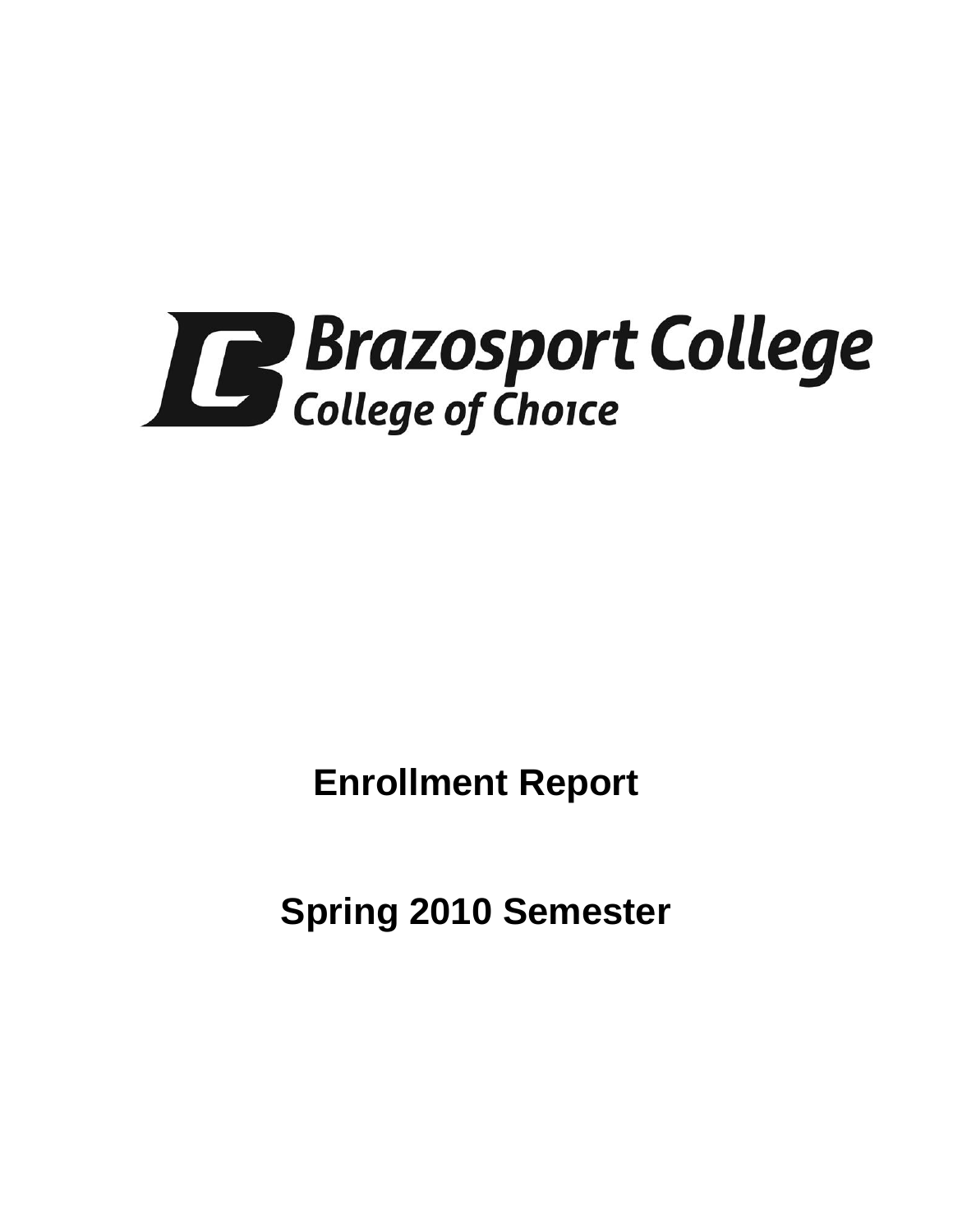Brazosport College
College of Choice

# Enrollment Report

# Spring 2010 Semester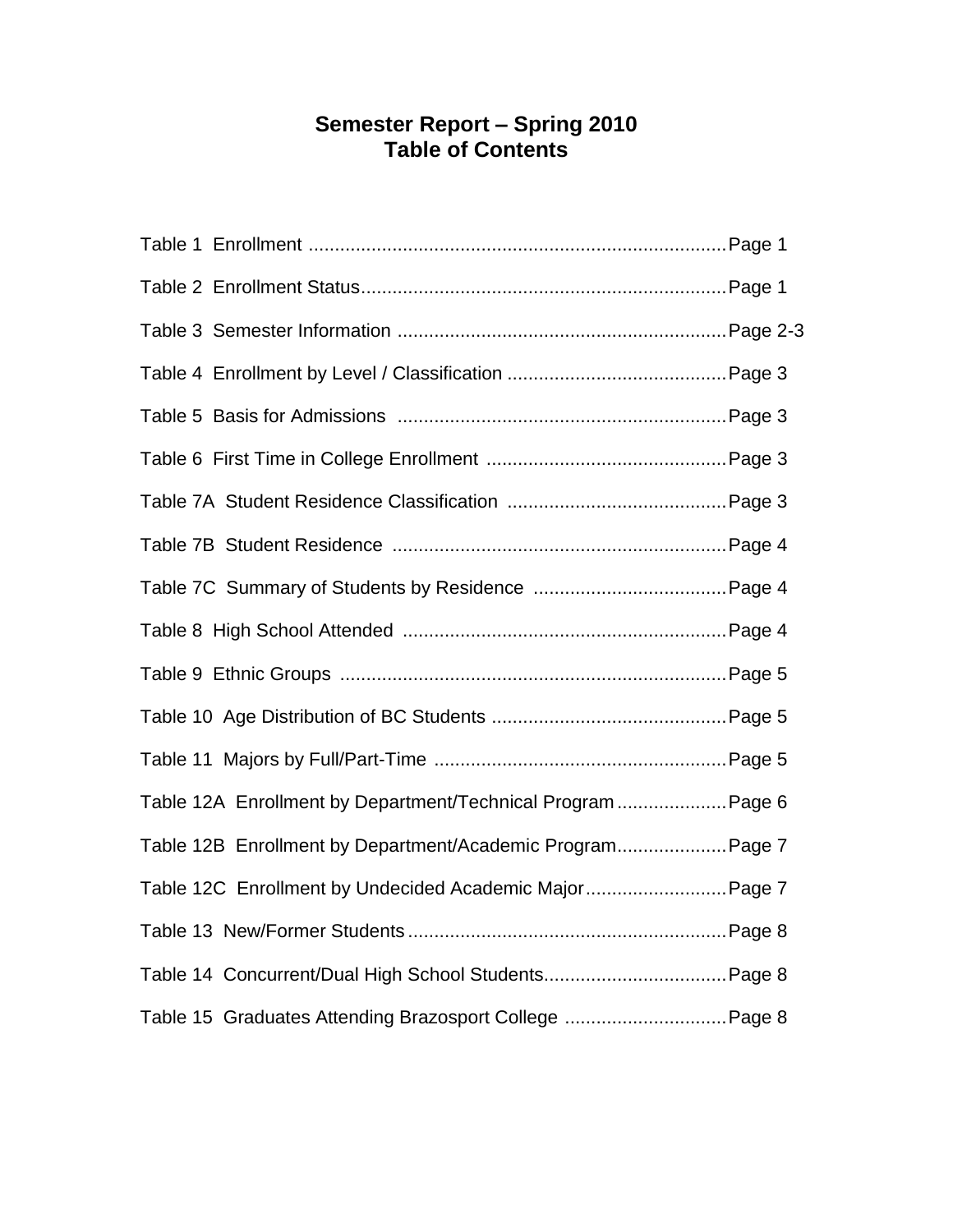# Semester Report – Spring 2010
# Table of Contents

Table 1 Enrollment ................................................................................Page 1

Table 2 Enrollment Status......................................................................Page 1

Table 3 Semester Information ...............................................................Page 2-3

Table 4 Enrollment by Level / Classification ..........................................Page 3

Table 5 Basis for Admissions ...............................................................Page 3

Table 6 First Time in College Enrollment ..............................................Page 3

Table 7A Student Residence Classification ..........................................Page 3

Table 7B Student Residence ................................................................Page 4

Table 7C Summary of Students by Residence .....................................Page 4

Table 8 High School Attended ..............................................................Page 4

Table 9 Ethnic Groups ..........................................................................Page 5

Table 10 Age Distribution of BC Students .............................................Page 5

Table 11 Majors by Full/Part-Time ........................................................Page 5

Table 12A Enrollment by Department/Technical Program .....................Page 6

Table 12B Enrollment by Department/Academic Program.....................Page 7

Table 12C Enrollment by Undecided Academic Major...........................Page 7

Table 13 New/Former Students .............................................................Page 8

Table 14 Concurrent/Dual High School Students...................................Page 8

Table 15 Graduates Attending Brazosport College ...............................Page 8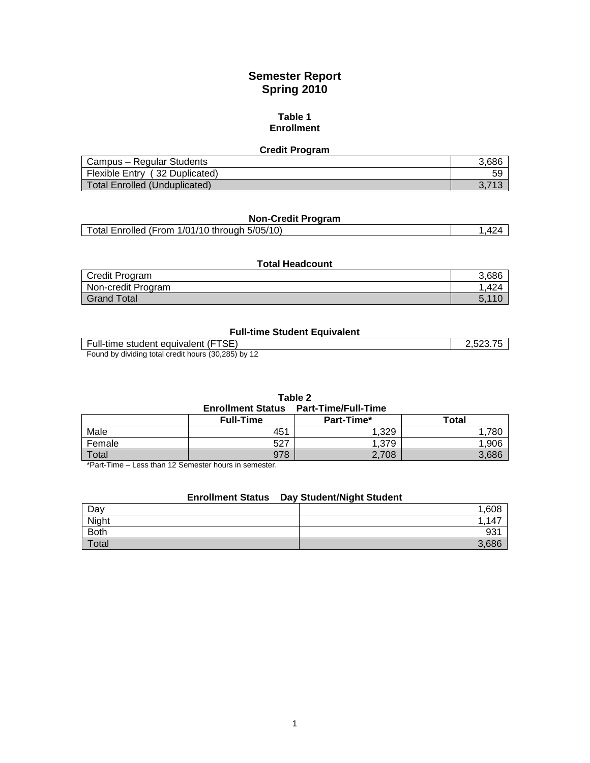# Semester Report
# Spring 2010

## Table 1
## Enrollment

### Credit Program

| | |
|---|---|
| Campus – Regular Students | 3,686 |
| Flexible Entry ( 32 Duplicated) | 59 |
| Total Enrolled (Unduplicated) | 3,713 |

### Non-Credit Program

| | |
|---|---|
| Total Enrolled (From 1/01/10 through 5/05/10) | 1,424 |

### Total Headcount

| | |
|---|---|
| Credit Program | 3,686 |
| Non-credit Program | 1,424 |
| Grand Total | 5,110 |

### Full-time Student Equivalent

| | |
|---|---|
| Full-time student equivalent (FTSE) | 2,523.75 |

Found by dividing total credit hours (30,285) by 12

## Table 2
### Enrollment Status Part-Time/Full-Time

| | Full-Time | Part-Time* | Total |
|---|---|---|---|
| Male | 451 | 1,329 | 1,780 |
| Female | 527 | 1,379 | 1,906 |
| Total | 978 | 2,708 | 3,686 |

*Part-Time – Less than 12 Semester hours in semester.

### Enrollment Status Day Student/Night Student

| | |
|---|---|
| Day | 1,608 |
| Night | 1,147 |
| Both | 931 |
| Total | 3,686 |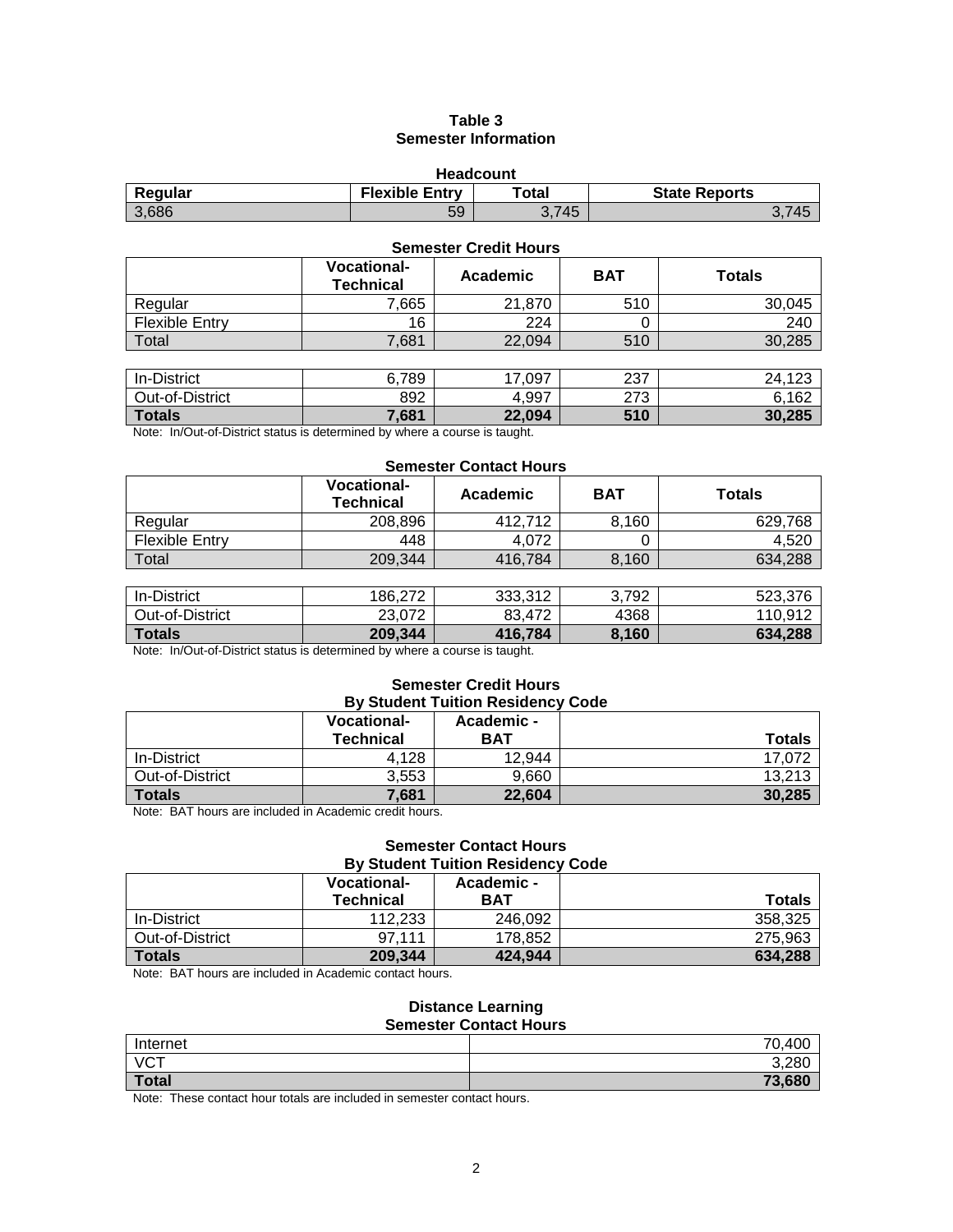# Table 3
## Semester Information

### Headcount

| Regular | Flexible Entry | Total | State Reports |
|---|---|---|---|
| 3,686 | 59 | 3,745 | 3,745 |

### Semester Credit Hours

| | Vocational-Technical | Academic | BAT | Totals |
|---|---|---|---|---|
| Regular | 7,665 | 21,870 | 510 | 30,045 |
| Flexible Entry | 16 | 224 | 0 | 240 |
| Total | 7,681 | 22,094 | 510 | 30,285 |
| | | | | |
| In-District | 6,789 | 17,097 | 237 | 24,123 |
| Out-of-District | 892 | 4,997 | 273 | 6,162 |
| **Totals** | **7,681** | **22,094** | **510** | **30,285** |

Note: In/Out-of-District status is determined by where a course is taught.

### Semester Contact Hours

| | Vocational-Technical | Academic | BAT | Totals |
|---|---|---|---|---|
| Regular | 208,896 | 412,712 | 8,160 | 629,768 |
| Flexible Entry | 448 | 4,072 | 0 | 4,520 |
| Total | 209,344 | 416,784 | 8,160 | 634,288 |
| | | | | |
| In-District | 186,272 | 333,312 | 3,792 | 523,376 |
| Out-of-District | 23,072 | 83,472 | 4368 | 110,912 |
| **Totals** | **209,344** | **416,784** | **8,160** | **634,288** |

Note: In/Out-of-District status is determined by where a course is taught.

### Semester Credit Hours By Student Tuition Residency Code

| | Vocational-Technical | Academic - BAT | Totals |
|---|---|---|---|
| In-District | 4,128 | 12,944 | 17,072 |
| Out-of-District | 3,553 | 9,660 | 13,213 |
| **Totals** | **7,681** | **22,604** | **30,285** |

Note: BAT hours are included in Academic credit hours.

### Semester Contact Hours By Student Tuition Residency Code

| | Vocational-Technical | Academic - BAT | Totals |
|---|---|---|---|
| In-District | 112,233 | 246,092 | 358,325 |
| Out-of-District | 97,111 | 178,852 | 275,963 |
| **Totals** | **209,344** | **424,944** | **634,288** |

Note: BAT hours are included in Academic contact hours.

### Distance Learning Semester Contact Hours

| | |
|---|---|
| Internet | 70,400 |
| VCT | 3,280 |
| **Total** | **73,680** |

Note: These contact hour totals are included in semester contact hours.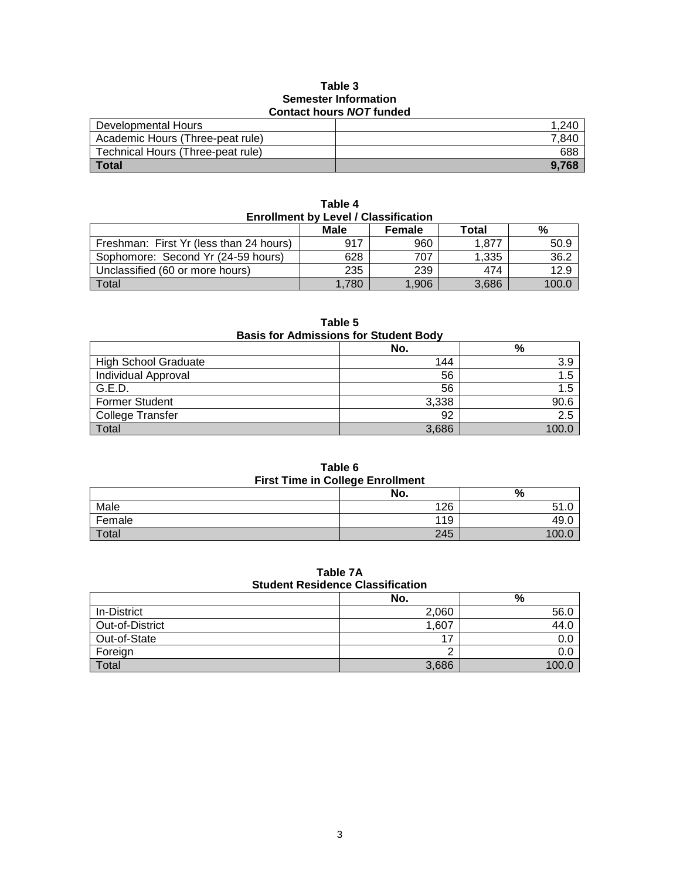**Table 3**
**Semester Information**
**Contact hours *NOT* funded**

| | |
|---|---|
| Developmental Hours | 1,240 |
| Academic Hours (Three-peat rule) | 7,840 |
| Technical Hours (Three-peat rule) | 688 |
| **Total** | **9,768** |

**Table 4**
**Enrollment by Level / Classification**

| | Male | Female | Total | % |
|---|---|---|---|---|
| Freshman: First Yr (less than 24 hours) | 917 | 960 | 1,877 | 50.9 |
| Sophomore: Second Yr (24-59 hours) | 628 | 707 | 1,335 | 36.2 |
| Unclassified (60 or more hours) | 235 | 239 | 474 | 12.9 |
| Total | 1,780 | 1,906 | 3,686 | 100.0 |

**Table 5**
**Basis for Admissions for Student Body**

| | No. | % |
|---|---|---|
| High School Graduate | 144 | 3.9 |
| Individual Approval | 56 | 1.5 |
| G.E.D. | 56 | 1.5 |
| Former Student | 3,338 | 90.6 |
| College Transfer | 92 | 2.5 |
| Total | 3,686 | 100.0 |

**Table 6**
**First Time in College Enrollment**

| | No. | % |
|---|---|---|
| Male | 126 | 51.0 |
| Female | 119 | 49.0 |
| Total | 245 | 100.0 |

**Table 7A**
**Student Residence Classification**

| | No. | % |
|---|---|---|
| In-District | 2,060 | 56.0 |
| Out-of-District | 1,607 | 44.0 |
| Out-of-State | 17 | 0.0 |
| Foreign | 2 | 0.0 |
| Total | 3,686 | 100.0 |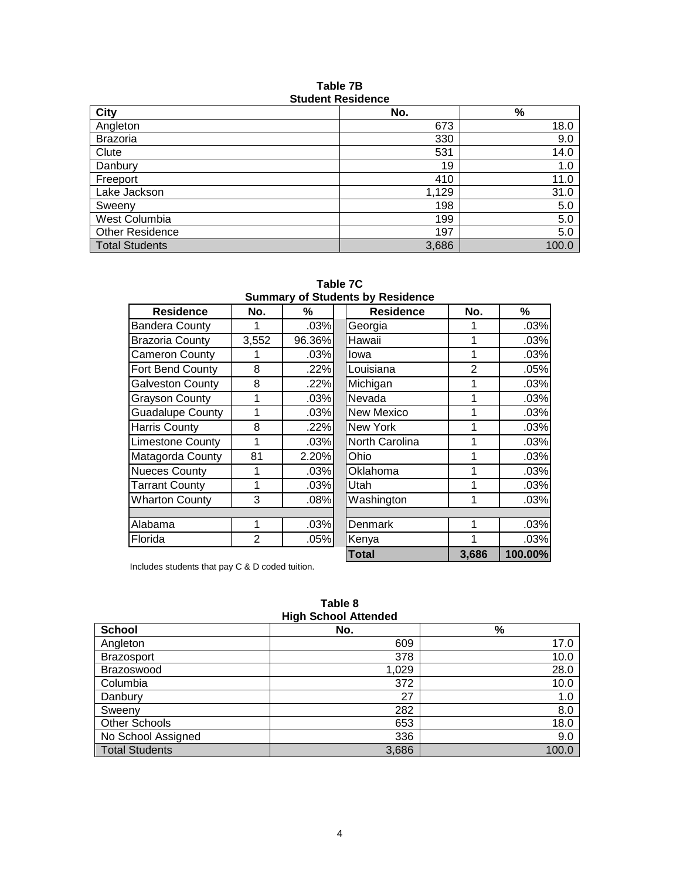**Table 7B**
**Student Residence**

| City | No. | % |
|---|---|---|
| Angleton | 673 | 18.0 |
| Brazoria | 330 | 9.0 |
| Clute | 531 | 14.0 |
| Danbury | 19 | 1.0 |
| Freeport | 410 | 11.0 |
| Lake Jackson | 1,129 | 31.0 |
| Sweeny | 198 | 5.0 |
| West Columbia | 199 | 5.0 |
| Other Residence | 197 | 5.0 |
| Total Students | 3,686 | 100.0 |

**Table 7C**
**Summary of Students by Residence**

| Residence | No. | % | Residence | No. | % |
|---|---|---|---|---|---|
| Bandera County | 1 | .03% | Georgia | 1 | .03% |
| Brazoria County | 3,552 | 96.36% | Hawaii | 1 | .03% |
| Cameron County | 1 | .03% | Iowa | 1 | .03% |
| Fort Bend County | 8 | .22% | Louisiana | 2 | .05% |
| Galveston County | 8 | .22% | Michigan | 1 | .03% |
| Grayson County | 1 | .03% | Nevada | 1 | .03% |
| Guadalupe County | 1 | .03% | New Mexico | 1 | .03% |
| Harris County | 8 | .22% | New York | 1 | .03% |
| Limestone County | 1 | .03% | North Carolina | 1 | .03% |
| Matagorda County | 81 | 2.20% | Ohio | 1 | .03% |
| Nueces County | 1 | .03% | Oklahoma | 1 | .03% |
| Tarrant County | 1 | .03% | Utah | 1 | .03% |
| Wharton County | 3 | .08% | Washington | 1 | .03% |
| | | | | | |
| Alabama | 1 | .03% | Denmark | 1 | .03% |
| Florida | 2 | .05% | Kenya | 1 | .03% |
| | | | **Total** | **3,686** | **100.00%** |

Includes students that pay C & D coded tuition.

**Table 8**
**High School Attended**

| School | No. | % |
|---|---|---|
| Angleton | 609 | 17.0 |
| Brazosport | 378 | 10.0 |
| Brazoswood | 1,029 | 28.0 |
| Columbia | 372 | 10.0 |
| Danbury | 27 | 1.0 |
| Sweeny | 282 | 8.0 |
| Other Schools | 653 | 18.0 |
| No School Assigned | 336 | 9.0 |
| Total Students | 3,686 | 100.0 |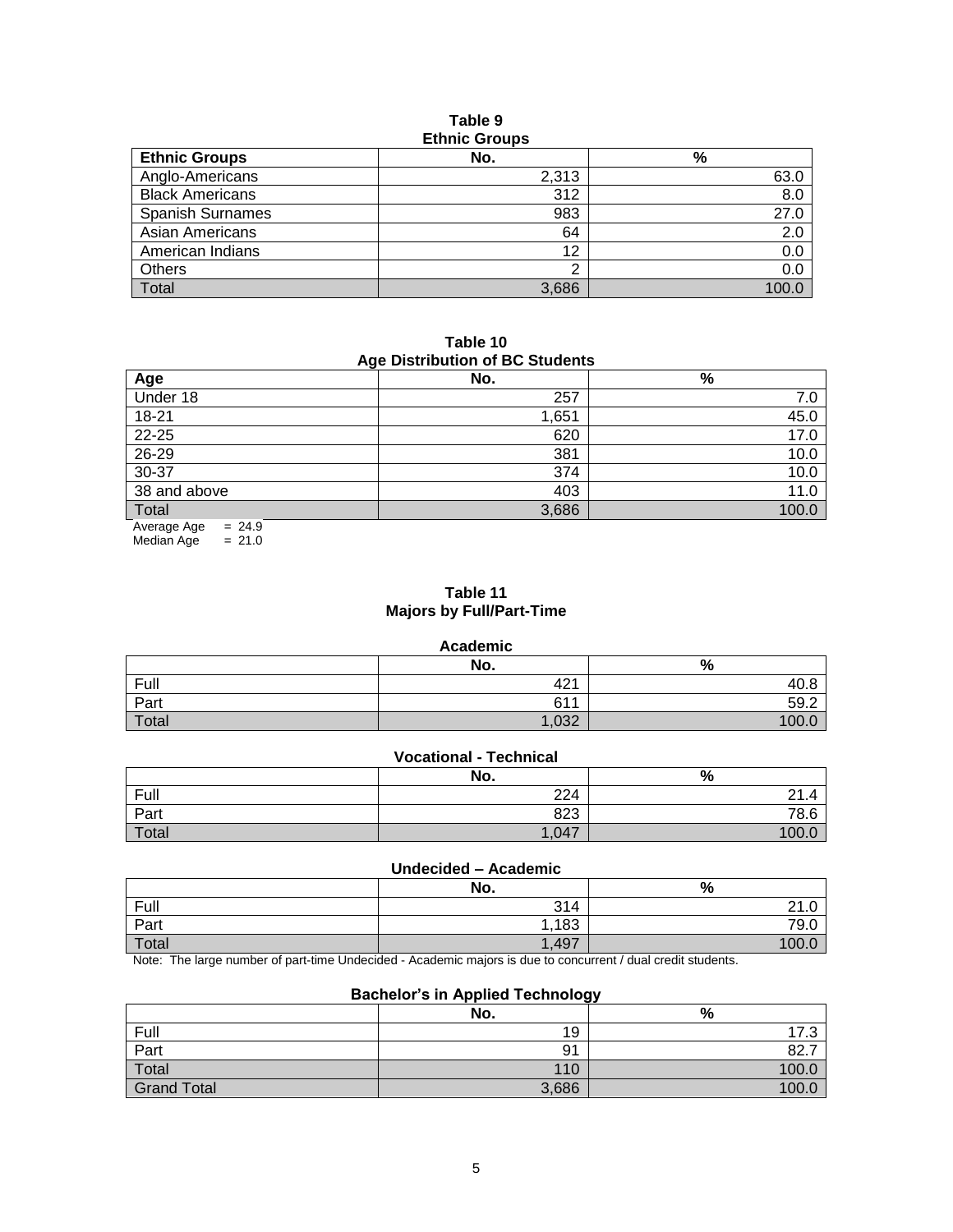**Table 9**
**Ethnic Groups**

| Ethnic Groups | No. | % |
|---|---|---|
| Anglo-Americans | 2,313 | 63.0 |
| Black Americans | 312 | 8.0 |
| Spanish Surnames | 983 | 27.0 |
| Asian Americans | 64 | 2.0 |
| American Indians | 12 | 0.0 |
| Others | 2 | 0.0 |
| Total | 3,686 | 100.0 |

**Table 10**
**Age Distribution of BC Students**

| Age | No. | % |
|---|---|---|
| Under 18 | 257 | 7.0 |
| 18-21 | 1,651 | 45.0 |
| 22-25 | 620 | 17.0 |
| 26-29 | 381 | 10.0 |
| 30-37 | 374 | 10.0 |
| 38 and above | 403 | 11.0 |
| Total | 3,686 | 100.0 |

Average Age = 24.9
Median Age = 21.0

**Table 11**
**Majors by Full/Part-Time**

**Academic**

| | No. | % |
|---|---|---|
| Full | 421 | 40.8 |
| Part | 611 | 59.2 |
| Total | 1,032 | 100.0 |

**Vocational - Technical**

| | No. | % |
|---|---|---|
| Full | 224 | 21.4 |
| Part | 823 | 78.6 |
| Total | 1,047 | 100.0 |

**Undecided – Academic**

| | No. | % |
|---|---|---|
| Full | 314 | 21.0 |
| Part | 1,183 | 79.0 |
| Total | 1,497 | 100.0 |

Note: The large number of part-time Undecided - Academic majors is due to concurrent / dual credit students.

**Bachelor's in Applied Technology**

| | No. | % |
|---|---|---|
| Full | 19 | 17.3 |
| Part | 91 | 82.7 |
| Total | 110 | 100.0 |
| Grand Total | 3,686 | 100.0 |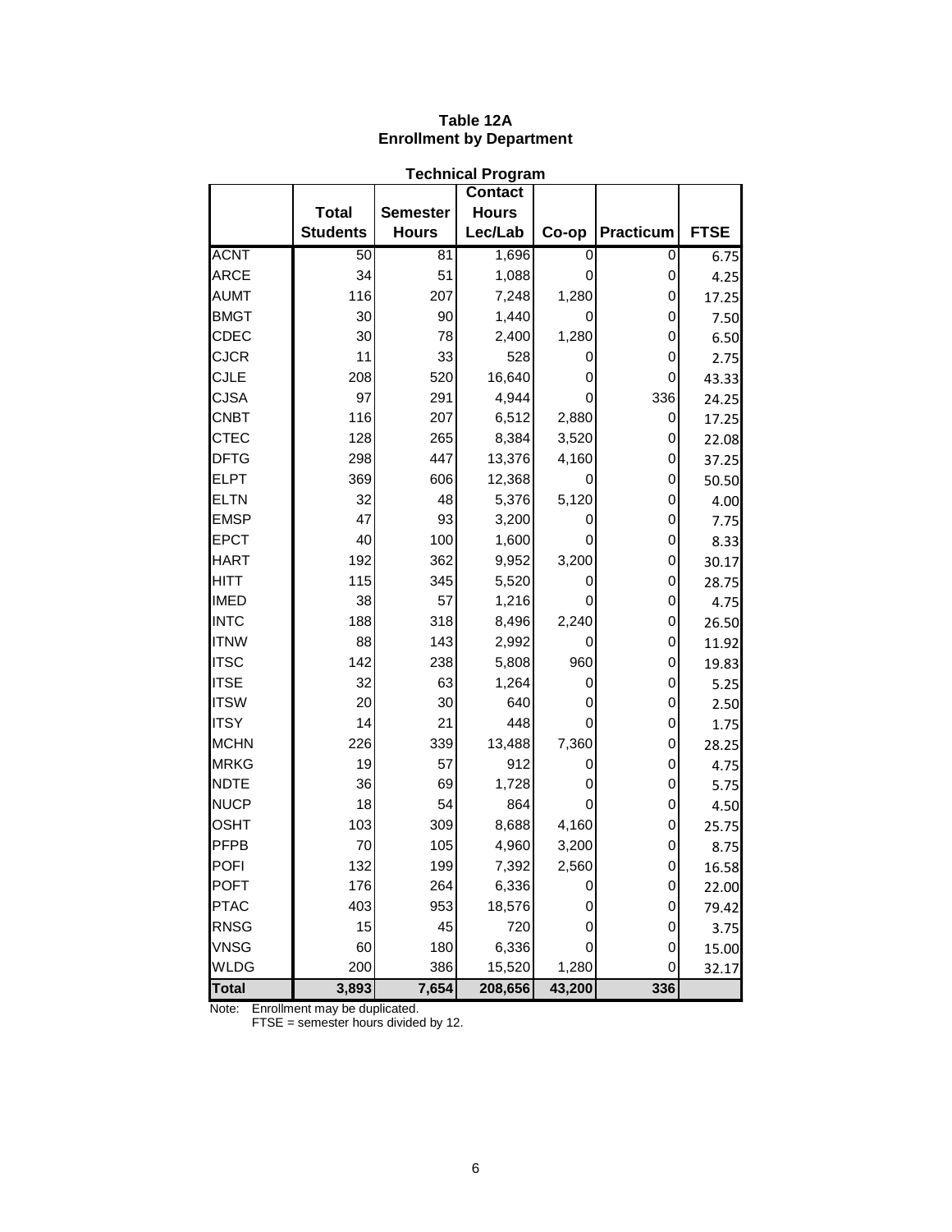# Table 12A
## Enrollment by Department

### Technical Program

| | Total Students | Semester Hours | Contact Hours Lec/Lab | Co-op | Practicum | FTSE |
|---|---|---|---|---|---|---|
| ACNT | 50 | 81 | 1,696 | 0 | 0 | 6.75 |
| ARCE | 34 | 51 | 1,088 | 0 | 0 | 4.25 |
| AUMT | 116 | 207 | 7,248 | 1,280 | 0 | 17.25 |
| BMGT | 30 | 90 | 1,440 | 0 | 0 | 7.50 |
| CDEC | 30 | 78 | 2,400 | 1,280 | 0 | 6.50 |
| CJCR | 11 | 33 | 528 | 0 | 0 | 2.75 |
| CJLE | 208 | 520 | 16,640 | 0 | 0 | 43.33 |
| CJSA | 97 | 291 | 4,944 | 0 | 336 | 24.25 |
| CNBT | 116 | 207 | 6,512 | 2,880 | 0 | 17.25 |
| CTEC | 128 | 265 | 8,384 | 3,520 | 0 | 22.08 |
| DFTG | 298 | 447 | 13,376 | 4,160 | 0 | 37.25 |
| ELPT | 369 | 606 | 12,368 | 0 | 0 | 50.50 |
| ELTN | 32 | 48 | 5,376 | 5,120 | 0 | 4.00 |
| EMSP | 47 | 93 | 3,200 | 0 | 0 | 7.75 |
| EPCT | 40 | 100 | 1,600 | 0 | 0 | 8.33 |
| HART | 192 | 362 | 9,952 | 3,200 | 0 | 30.17 |
| HITT | 115 | 345 | 5,520 | 0 | 0 | 28.75 |
| IMED | 38 | 57 | 1,216 | 0 | 0 | 4.75 |
| INTC | 188 | 318 | 8,496 | 2,240 | 0 | 26.50 |
| ITNW | 88 | 143 | 2,992 | 0 | 0 | 11.92 |
| ITSC | 142 | 238 | 5,808 | 960 | 0 | 19.83 |
| ITSE | 32 | 63 | 1,264 | 0 | 0 | 5.25 |
| ITSW | 20 | 30 | 640 | 0 | 0 | 2.50 |
| ITSY | 14 | 21 | 448 | 0 | 0 | 1.75 |
| MCHN | 226 | 339 | 13,488 | 7,360 | 0 | 28.25 |
| MRKG | 19 | 57 | 912 | 0 | 0 | 4.75 |
| NDTE | 36 | 69 | 1,728 | 0 | 0 | 5.75 |
| NUCP | 18 | 54 | 864 | 0 | 0 | 4.50 |
| OSHT | 103 | 309 | 8,688 | 4,160 | 0 | 25.75 |
| PFPB | 70 | 105 | 4,960 | 3,200 | 0 | 8.75 |
| POFI | 132 | 199 | 7,392 | 2,560 | 0 | 16.58 |
| POFT | 176 | 264 | 6,336 | 0 | 0 | 22.00 |
| PTAC | 403 | 953 | 18,576 | 0 | 0 | 79.42 |
| RNSG | 15 | 45 | 720 | 0 | 0 | 3.75 |
| VNSG | 60 | 180 | 6,336 | 0 | 0 | 15.00 |
| WLDG | 200 | 386 | 15,520 | 1,280 | 0 | 32.17 |
| **Total** | **3,893** | **7,654** | **208,656** | **43,200** | **336** | |

Note: Enrollment may be duplicated.
FTSE = semester hours divided by 12.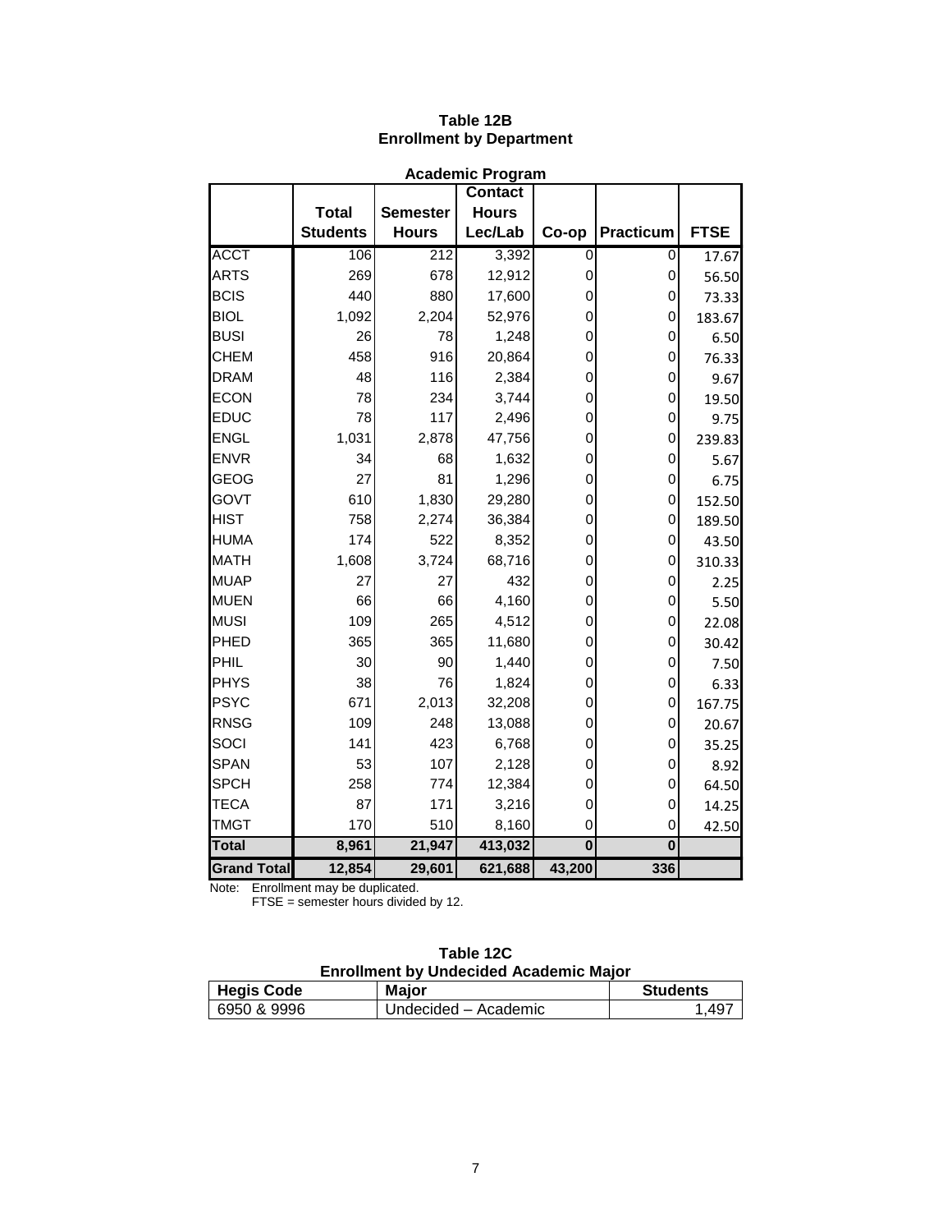**Table 12B**
**Enrollment by Department**

**Academic Program**

| | Total Students | Semester Hours | Contact Hours Lec/Lab | Co-op | Practicum | FTSE |
|---|---|---|---|---|---|---|
| ACCT | 106 | 212 | 3,392 | 0 | 0 | 17.67 |
| ARTS | 269 | 678 | 12,912 | 0 | 0 | 56.50 |
| BCIS | 440 | 880 | 17,600 | 0 | 0 | 73.33 |
| BIOL | 1,092 | 2,204 | 52,976 | 0 | 0 | 183.67 |
| BUSI | 26 | 78 | 1,248 | 0 | 0 | 6.50 |
| CHEM | 458 | 916 | 20,864 | 0 | 0 | 76.33 |
| DRAM | 48 | 116 | 2,384 | 0 | 0 | 9.67 |
| ECON | 78 | 234 | 3,744 | 0 | 0 | 19.50 |
| EDUC | 78 | 117 | 2,496 | 0 | 0 | 9.75 |
| ENGL | 1,031 | 2,878 | 47,756 | 0 | 0 | 239.83 |
| ENVR | 34 | 68 | 1,632 | 0 | 0 | 5.67 |
| GEOG | 27 | 81 | 1,296 | 0 | 0 | 6.75 |
| GOVT | 610 | 1,830 | 29,280 | 0 | 0 | 152.50 |
| HIST | 758 | 2,274 | 36,384 | 0 | 0 | 189.50 |
| HUMA | 174 | 522 | 8,352 | 0 | 0 | 43.50 |
| MATH | 1,608 | 3,724 | 68,716 | 0 | 0 | 310.33 |
| MUAP | 27 | 27 | 432 | 0 | 0 | 2.25 |
| MUEN | 66 | 66 | 4,160 | 0 | 0 | 5.50 |
| MUSI | 109 | 265 | 4,512 | 0 | 0 | 22.08 |
| PHED | 365 | 365 | 11,680 | 0 | 0 | 30.42 |
| PHIL | 30 | 90 | 1,440 | 0 | 0 | 7.50 |
| PHYS | 38 | 76 | 1,824 | 0 | 0 | 6.33 |
| PSYC | 671 | 2,013 | 32,208 | 0 | 0 | 167.75 |
| RNSG | 109 | 248 | 13,088 | 0 | 0 | 20.67 |
| SOCI | 141 | 423 | 6,768 | 0 | 0 | 35.25 |
| SPAN | 53 | 107 | 2,128 | 0 | 0 | 8.92 |
| SPCH | 258 | 774 | 12,384 | 0 | 0 | 64.50 |
| TECA | 87 | 171 | 3,216 | 0 | 0 | 14.25 |
| TMGT | 170 | 510 | 8,160 | 0 | 0 | 42.50 |
| **Total** | **8,961** | **21,947** | **413,032** | **0** | **0** | |
| **Grand Total** | **12,854** | **29,601** | **621,688** | **43,200** | **336** | |

Note: Enrollment may be duplicated.
FTSE = semester hours divided by 12.

**Table 12C**
**Enrollment by Undecided Academic Major**

| Hegis Code | Major | Students |
|---|---|---|
| 6950 & 9996 | Undecided – Academic | 1,497 |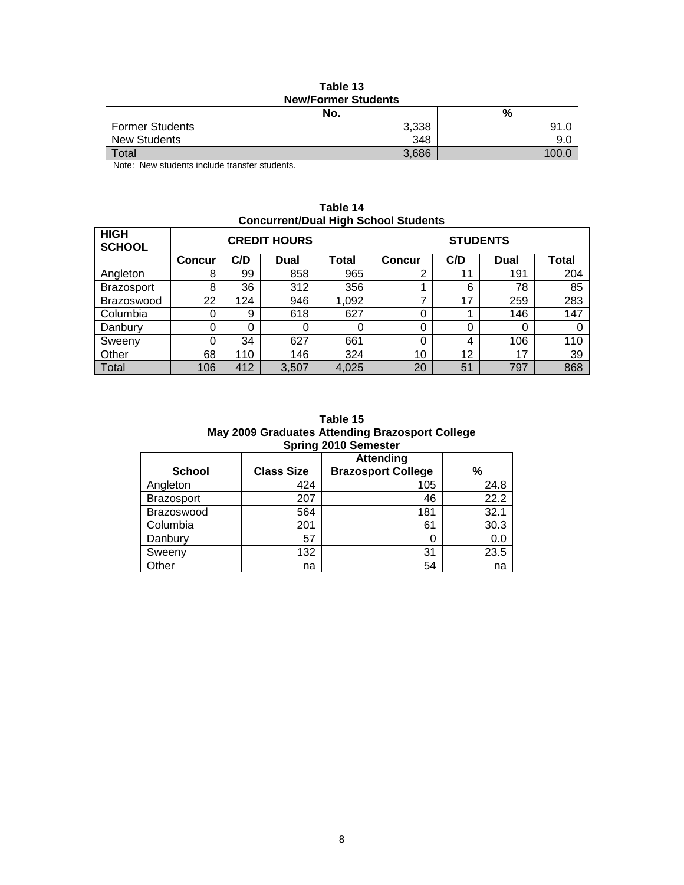**Table 13**
**New/Former Students**

| | No. | % |
|---|---|---|
| Former Students | 3,338 | 91.0 |
| New Students | 348 | 9.0 |
| Total | 3,686 | 100.0 |

Note: New students include transfer students.

**Table 14**
**Concurrent/Dual High School Students**

| HIGH SCHOOL | CREDIT HOURS | | | | STUDENTS | | | |
|---|---|---|---|---|---|---|---|---|
| | Concur | C/D | Dual | Total | Concur | C/D | Dual | Total |
| Angleton | 8 | 99 | 858 | 965 | 2 | 11 | 191 | 204 |
| Brazosport | 8 | 36 | 312 | 356 | 1 | 6 | 78 | 85 |
| Brazoswood | 22 | 124 | 946 | 1,092 | 7 | 17 | 259 | 283 |
| Columbia | 0 | 9 | 618 | 627 | 0 | 1 | 146 | 147 |
| Danbury | 0 | 0 | 0 | 0 | 0 | 0 | 0 | 0 |
| Sweeny | 0 | 34 | 627 | 661 | 0 | 4 | 106 | 110 |
| Other | 68 | 110 | 146 | 324 | 10 | 12 | 17 | 39 |
| Total | 106 | 412 | 3,507 | 4,025 | 20 | 51 | 797 | 868 |

**Table 15**
**May 2009 Graduates Attending Brazosport College**
**Spring 2010 Semester**

| School | Class Size | Attending Brazosport College | % |
|---|---|---|---|
| Angleton | 424 | 105 | 24.8 |
| Brazosport | 207 | 46 | 22.2 |
| Brazoswood | 564 | 181 | 32.1 |
| Columbia | 201 | 61 | 30.3 |
| Danbury | 57 | 0 | 0.0 |
| Sweeny | 132 | 31 | 23.5 |
| Other | na | 54 | na |